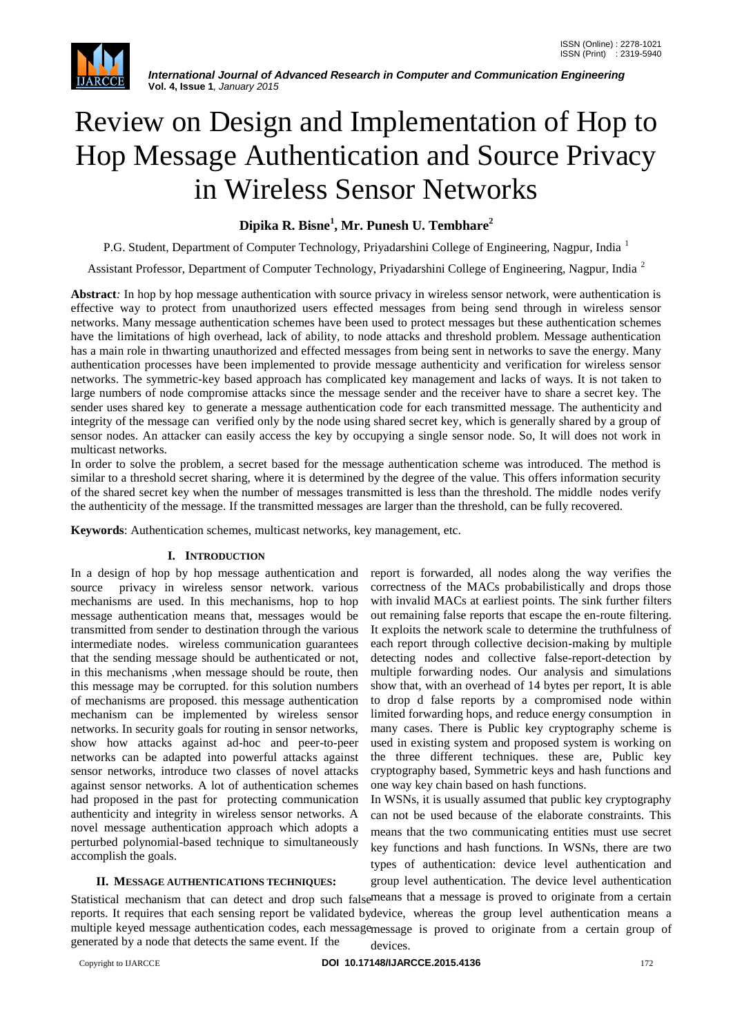# Review on Design and Implementation of Hop to Hop Message Authentication and Source Privacy in Wireless Sensor Networks

**Dipika R. Bisne[1], Mr. Punesh U. Tembhare[2]**

P.G. Student, Department of Computer Technology, Priyadarshini College of Engineering, Nagpur, India [1]

Assistant Professor, Department of Computer Technology, Priyadarshini College of Engineering, Nagpur, India [2]

**Abstract***:* In hop by hop message authentication with source privacy in wireless sensor network, were authentication is effective way to protect from unauthorized users effected messages from being send through in wireless sensor networks. Many message authentication schemes have been used to protect messages but these authentication schemes have the limitations of high overhead, lack of ability, to node attacks and threshold problem. Message authentication has a main role in thwarting unauthorized and effected messages from being sent in networks to save the energy. Many authentication processes have been implemented to provide message authenticity and verification for wireless sensor networks. The symmetric-key based approach has complicated key management and lacks of ways. It is not taken to large numbers of node compromise attacks since the message sender and the receiver have to share a secret key. The sender uses shared key to generate a message authentication code for each transmitted message. The authenticity and integrity of the message can verified only by the node using shared secret key, which is generally shared by a group of sensor nodes. An attacker can easily access the key by occupying a single sensor node. So, It will does not work in multicast networks.

In order to solve the problem, a secret based for the message authentication scheme was introduced. The method is similar to a threshold secret sharing, where it is determined by the degree of the value. This offers information security of the shared secret key when the number of messages transmitted is less than the threshold. The middle nodes verify the authenticity of the message. If the transmitted messages are larger than the threshold, can be fully recovered.

**Keywords**: Authentication schemes, multicast networks, key management, etc.

## I. Introduction

In a design of hop by hop message authentication and source privacy in wireless sensor network. various mechanisms are used. In this mechanisms, hop to hop message authentication means that, messages would be transmitted from sender to destination through the various intermediate nodes. wireless communication guarantees that the sending message should be authenticated or not, in this mechanisms ,when message should be route, then this message may be corrupted. for this solution numbers of mechanisms are proposed. this message authentication mechanism can be implemented by wireless sensor networks. In security goals for routing in sensor networks, show how attacks against ad-hoc and peer-to-peer networks can be adapted into powerful attacks against sensor networks, introduce two classes of novel attacks against sensor networks. A lot of authentication schemes had proposed in the past for protecting communication authenticity and integrity in wireless sensor networks. A novel message authentication approach which adopts a perturbed polynomial-based technique to simultaneously accomplish the goals.

## II. Message Authentications Techniques:

Statistical mechanism that can detect and drop such false reports. It requires that each sensing report be validated by multiple keyed message authentication codes, each message generated by a node that detects the same event. If the report is forwarded, all nodes along the way verifies the correctness of the MACs probabilistically and drops those with invalid MACs at earliest points. The sink further filters out remaining false reports that escape the en-route filtering. It exploits the network scale to determine the truthfulness of each report through collective decision-making by multiple detecting nodes and collective false-report-detection by multiple forwarding nodes. Our analysis and simulations show that, with an overhead of 14 bytes per report, It is able to drop d false reports by a compromised node within limited forwarding hops, and reduce energy consumption in many cases. There is Public key cryptography scheme is used in existing system and proposed system is working on the three different techniques. these are, Public key cryptography based, Symmetric keys and hash functions and one way key chain based on hash functions.

In WSNs, it is usually assumed that public key cryptography can not be used because of the elaborate constraints. This means that the two communicating entities must use secret key functions and hash functions. In WSNs, there are two types of authentication: device level authentication and group level authentication. The device level authentication means that a message is proved to originate from a certain device, whereas the group level authentication means a message is proved to originate from a certain group of devices.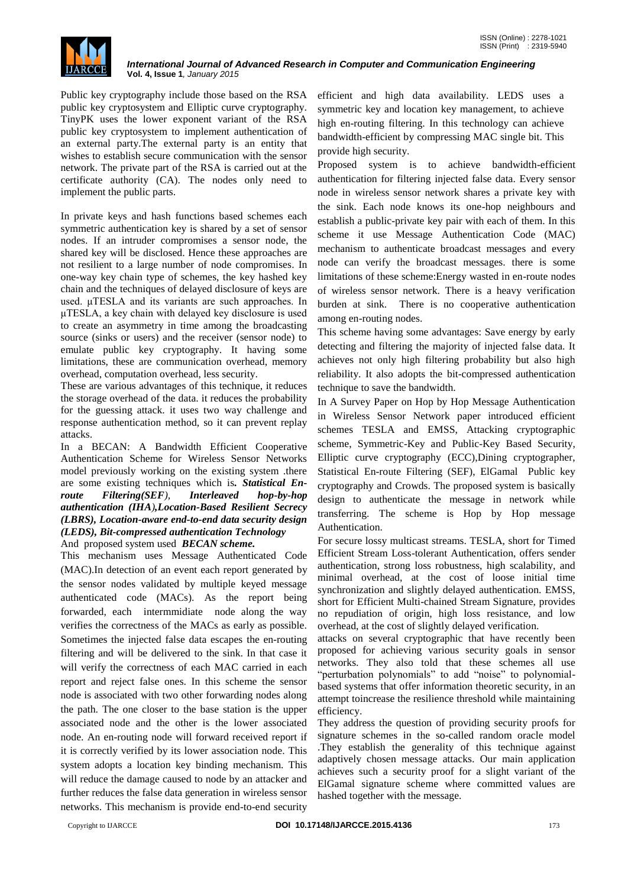Public key cryptography include those based on the RSA public key cryptosystem and Elliptic curve cryptography. TinyPK uses the lower exponent variant of the RSA public key cryptosystem to implement authentication of an external party.The external party is an entity that wishes to establish secure communication with the sensor network. The private part of the RSA is carried out at the certificate authority (CA). The nodes only need to implement the public parts.

In private keys and hash functions based schemes each symmetric authentication key is shared by a set of sensor nodes. If an intruder compromises a sensor node, the shared key will be disclosed. Hence these approaches are not resilient to a large number of node compromises. In one-way key chain type of schemes, the key hashed key chain and the techniques of delayed disclosure of keys are used. µTESLA and its variants are such approaches. In µTESLA, a key chain with delayed key disclosure is used to create an asymmetry in time among the broadcasting source (sinks or users) and the receiver (sensor node) to emulate public key cryptography. It having some limitations, these are communication overhead, memory overhead, computation overhead, less security.

These are various advantages of this technique, it reduces the storage overhead of the data. it reduces the probability for the guessing attack. it uses two way challenge and response authentication method, so it can prevent replay attacks.

In a BECAN: A Bandwidth Efficient Cooperative Authentication Scheme for Wireless Sensor Networks model previously working on the existing system .there are some existing techniques which is**.** ***Statistical En-route Filtering(SEF)***, ***Interleaved hop-by-hop authentication (IHA),Location-Based Resilient Secrecy (LBRS), Location-aware end-to-end data security design (LEDS), Bit-compressed authentication Technology***

And proposed system used ***BECAN scheme.***

This mechanism uses Message Authenticated Code (MAC).In detection of an event each report generated by the sensor nodes validated by multiple keyed message authenticated code (MACs). As the report being forwarded, each intermmidiate node along the way verifies the correctness of the MACs as early as possible. Sometimes the injected false data escapes the en-routing filtering and will be delivered to the sink. In that case it will verify the correctness of each MAC carried in each report and reject false ones. In this scheme the sensor node is associated with two other forwarding nodes along the path. The one closer to the base station is the upper associated node and the other is the lower associated node. An en-routing node will forward received report if it is correctly verified by its lower association node. This system adopts a location key binding mechanism. This will reduce the damage caused to node by an attacker and further reduces the false data generation in wireless sensor networks. This mechanism is provide end-to-end security efficient and high data availability. LEDS uses a symmetric key and location key management, to achieve high en-routing filtering. In this technology can achieve bandwidth-efficient by compressing MAC single bit. This provide high security.

Proposed system is to achieve bandwidth-efficient authentication for filtering injected false data. Every sensor node in wireless sensor network shares a private key with the sink. Each node knows its one-hop neighbours and establish a public-private key pair with each of them. In this scheme it use Message Authentication Code (MAC) mechanism to authenticate broadcast messages and every node can verify the broadcast messages. there is some limitations of these scheme:Energy wasted in en-route nodes of wireless sensor network. There is a heavy verification burden at sink. There is no cooperative authentication among en-routing nodes.

This scheme having some advantages: Save energy by early detecting and filtering the majority of injected false data. It achieves not only high filtering probability but also high reliability. It also adopts the bit-compressed authentication technique to save the bandwidth.

In A Survey Paper on Hop by Hop Message Authentication in Wireless Sensor Network paper introduced efficient schemes TESLA and EMSS, Attacking cryptographic scheme, Symmetric-Key and Public-Key Based Security, Elliptic curve cryptography (ECC),Dining cryptographer, Statistical En-route Filtering (SEF), ElGamal Public key cryptography and Crowds. The proposed system is basically design to authenticate the message in network while transferring. The scheme is Hop by Hop message Authentication.

For secure lossy multicast streams. TESLA, short for Timed Efficient Stream Loss-tolerant Authentication, offers sender authentication, strong loss robustness, high scalability, and minimal overhead, at the cost of loose initial time synchronization and slightly delayed authentication. EMSS, short for Efficient Multi-chained Stream Signature, provides no repudiation of origin, high loss resistance, and low overhead, at the cost of slightly delayed verification.

attacks on several cryptographic that have recently been proposed for achieving various security goals in sensor networks. They also told that these schemes all use "perturbation polynomials" to add "noise" to polynomial-based systems that offer information theoretic security, in an attempt toincrease the resilience threshold while maintaining efficiency.

They address the question of providing security proofs for signature schemes in the so-called random oracle model .They establish the generality of this technique against adaptively chosen message attacks. Our main application achieves such a security proof for a slight variant of the ElGamal signature scheme where committed values are hashed together with the message.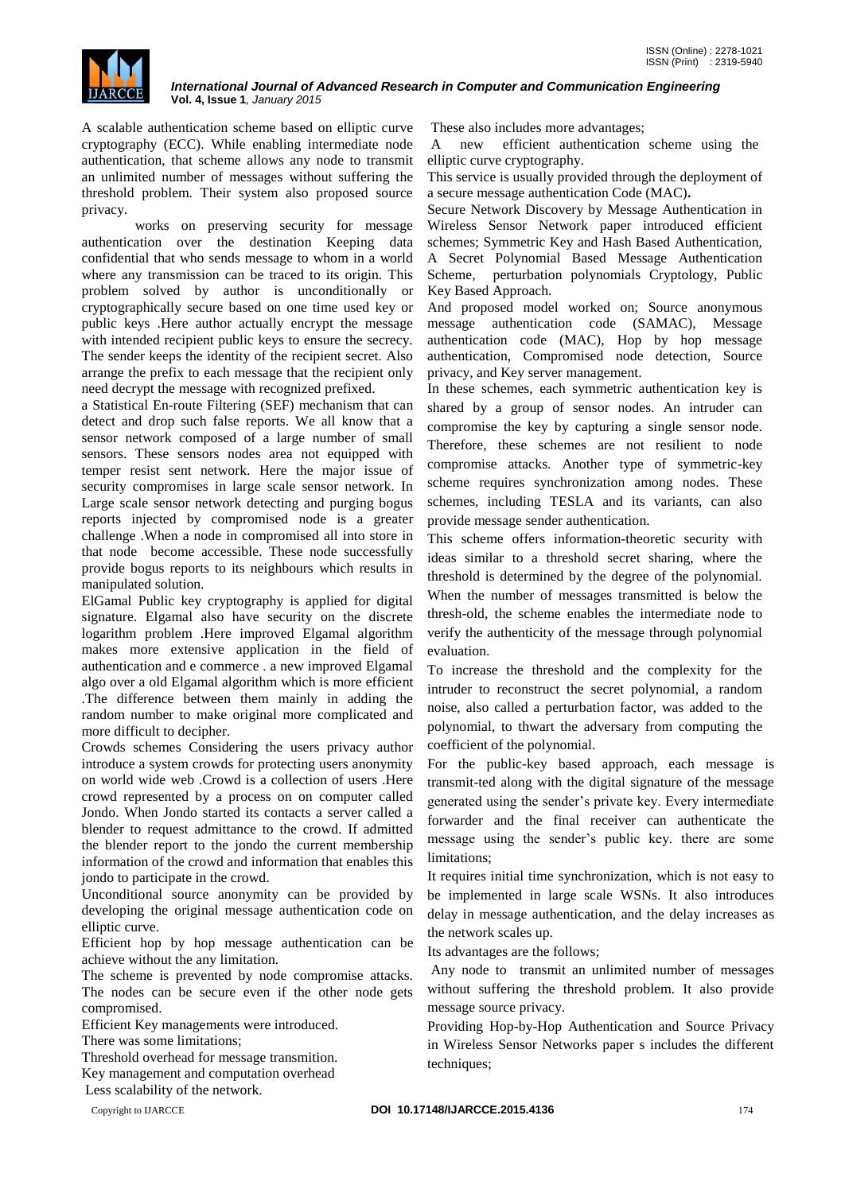A scalable authentication scheme based on elliptic curve cryptography (ECC). While enabling intermediate node authentication, that scheme allows any node to transmit an unlimited number of messages without suffering the threshold problem. Their system also proposed source privacy.

works on preserving security for message authentication over the destination Keeping data confidential that who sends message to whom in a world where any transmission can be traced to its origin. This problem solved by author is unconditionally or cryptographically secure based on one time used key or public keys .Here author actually encrypt the message with intended recipient public keys to ensure the secrecy. The sender keeps the identity of the recipient secret. Also arrange the prefix to each message that the recipient only need decrypt the message with recognized prefixed.

a Statistical En-route Filtering (SEF) mechanism that can detect and drop such false reports. We all know that a sensor network composed of a large number of small sensors. These sensors nodes area not equipped with temper resist sent network. Here the major issue of security compromises in large scale sensor network. In Large scale sensor network detecting and purging bogus reports injected by compromised node is a greater challenge .When a node in compromised all into store in that node become accessible. These node successfully provide bogus reports to its neighbours which results in manipulated solution.

ElGamal Public key cryptography is applied for digital signature. Elgamal also have security on the discrete logarithm problem .Here improved Elgamal algorithm makes more extensive application in the field of authentication and e commerce . a new improved Elgamal algo over a old Elgamal algorithm which is more efficient .The difference between them mainly in adding the random number to make original more complicated and more difficult to decipher.

Crowds schemes Considering the users privacy author introduce a system crowds for protecting users anonymity on world wide web .Crowd is a collection of users .Here crowd represented by a process on on computer called Jondo. When Jondo started its contacts a server called a blender to request admittance to the crowd. If admitted the blender report to the jondo the current membership information of the crowd and information that enables this jondo to participate in the crowd.

Unconditional source anonymity can be provided by developing the original message authentication code on elliptic curve.

Efficient hop by hop message authentication can be achieve without the any limitation.

The scheme is prevented by node compromise attacks. The nodes can be secure even if the other node gets compromised.

Efficient Key managements were introduced.

There was some limitations;

Threshold overhead for message transmition.

Key management and computation overhead

Less scalability of the network.

These also includes more advantages;

A new efficient authentication scheme using the elliptic curve cryptography.

This service is usually provided through the deployment of a secure message authentication Code (MAC)**.**

Secure Network Discovery by Message Authentication in Wireless Sensor Network paper introduced efficient schemes; Symmetric Key and Hash Based Authentication, A Secret Polynomial Based Message Authentication Scheme, perturbation polynomials Cryptology, Public Key Based Approach.

And proposed model worked on; Source anonymous message authentication code (SAMAC), Message authentication code (MAC), Hop by hop message authentication, Compromised node detection, Source privacy, and Key server management.

In these schemes, each symmetric authentication key is shared by a group of sensor nodes. An intruder can compromise the key by capturing a single sensor node. Therefore, these schemes are not resilient to node compromise attacks. Another type of symmetric-key scheme requires synchronization among nodes. These schemes, including TESLA and its variants, can also provide message sender authentication.

This scheme offers information-theoretic security with ideas similar to a threshold secret sharing, where the threshold is determined by the degree of the polynomial. When the number of messages transmitted is below the thresh-old, the scheme enables the intermediate node to verify the authenticity of the message through polynomial evaluation.

To increase the threshold and the complexity for the intruder to reconstruct the secret polynomial, a random noise, also called a perturbation factor, was added to the polynomial, to thwart the adversary from computing the coefficient of the polynomial.

For the public-key based approach, each message is transmit-ted along with the digital signature of the message generated using the sender's private key. Every intermediate forwarder and the final receiver can authenticate the message using the sender's public key. there are some limitations;

It requires initial time synchronization, which is not easy to be implemented in large scale WSNs. It also introduces delay in message authentication, and the delay increases as the network scales up.

Its advantages are the follows;

Any node to transmit an unlimited number of messages without suffering the threshold problem. It also provide message source privacy.

Providing Hop-by-Hop Authentication and Source Privacy in Wireless Sensor Networks paper s includes the different techniques;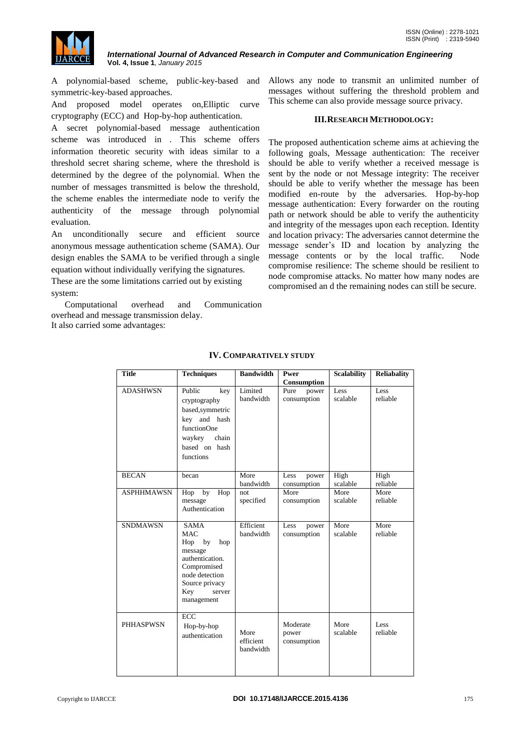A polynomial-based scheme, public-key-based and symmetric-key-based approaches.

And proposed model operates on,Elliptic curve cryptography (ECC) and Hop-by-hop authentication.

A secret polynomial-based message authentication scheme was introduced in . This scheme offers information theoretic security with ideas similar to a threshold secret sharing scheme, where the threshold is determined by the degree of the polynomial. When the number of messages transmitted is below the threshold, the scheme enables the intermediate node to verify the authenticity of the message through polynomial evaluation.

An unconditionally secure and efficient source anonymous message authentication scheme (SAMA). Our design enables the SAMA to be verified through a single equation without individually verifying the signatures.

These are the some limitations carried out by existing system:

Computational overhead and Communication overhead and message transmission delay.

It also carried some advantages:

Allows any node to transmit an unlimited number of messages without suffering the threshold problem and This scheme can also provide message source privacy.

## III. RESEARCH METHODOLOGY:

The proposed authentication scheme aims at achieving the following goals, Message authentication: The receiver should be able to verify whether a received message is sent by the node or not Message integrity: The receiver should be able to verify whether the message has been modified en-route by the adversaries. Hop-by-hop message authentication: Every forwarder on the routing path or network should be able to verify the authenticity and integrity of the messages upon each reception. Identity and location privacy: The adversaries cannot determine the message sender's ID and location by analyzing the message contents or by the local traffic. Node compromise resilience: The scheme should be resilient to node compromise attacks. No matter how many nodes are compromised an d the remaining nodes can still be secure.

## IV. COMPARATIVELY STUDY

| Title | Techniques | Bandwidth | Pwer Consumption | Scalability | Reliabality |
|---|---|---|---|---|---|
| ADASHWSN | Public key cryptography based,symmetric key and hash functionOne waykey chain based on hash functions | Limited bandwidth | Pure power consumption | Less scalable | Less reliable |
| BECAN | becan | More bandwidth | Less power consumption | High scalable | High reliable |
| ASPHHMAWSN | Hop by Hop message Authentication | not specified | More consumption | More scalable | More reliable |
| SNDMAWSN | SAMA MAC Hop by hop message authentication. Compromised node detection Source privacy Key server management | Efficient bandwidth | Less power consumption | More scalable | More reliable |
| PHHASPWSN | ECC Hop-by-hop authentication | More efficient bandwidth | Moderate power consumption | More scalable | Less reliable |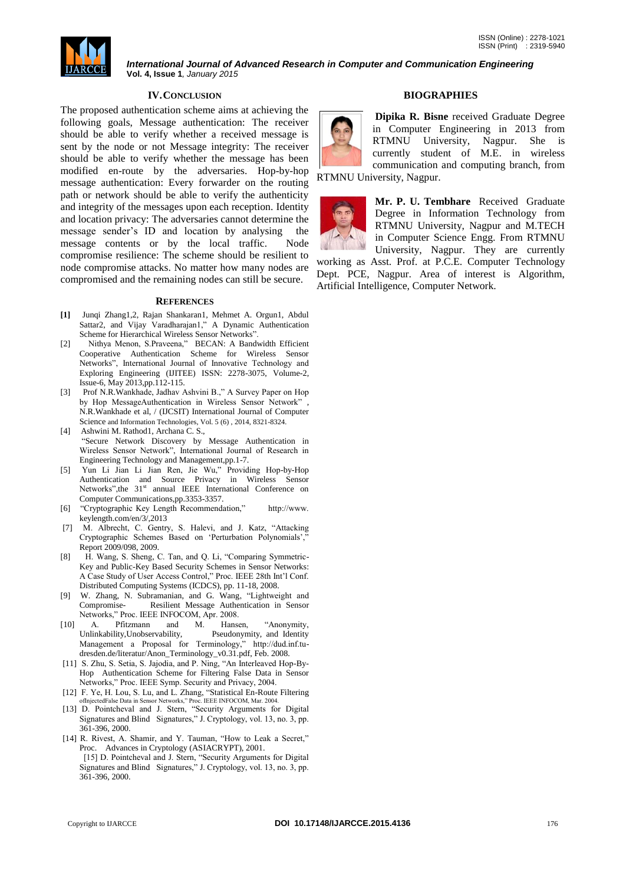## IV. CONCLUSION

The proposed authentication scheme aims at achieving the following goals, Message authentication: The receiver should be able to verify whether a received message is sent by the node or not Message integrity: The receiver should be able to verify whether the message has been modified en-route by the adversaries. Hop-by-hop message authentication: Every forwarder on the routing path or network should be able to verify the authenticity and integrity of the messages upon each reception. Identity and location privacy: The adversaries cannot determine the message sender's ID and location by analysing the message contents or by the local traffic. Node compromise resilience: The scheme should be resilient to node compromise attacks. No matter how many nodes are compromised and the remaining nodes can still be secure.

## REFERENCES

**[1]** Junqi Zhang1,2, Rajan Shankaran1, Mehmet A. Orgun1, Abdul Sattar2, and Vijay Varadharajan1," A Dynamic Authentication Scheme for Hierarchical Wireless Sensor Networks".

[2] Nithya Menon, S.Praveena," BECAN: A Bandwidth Efficient Cooperative Authentication Scheme for Wireless Sensor Networks", International Journal of Innovative Technology and Exploring Engineering (IJITEE) ISSN: 2278-3075, Volume-2, Issue-6, May 2013,pp.112-115.

[3] Prof N.R.Wankhade, Jadhav Ashvini B.," A Survey Paper on Hop by Hop MessageAuthentication in Wireless Sensor Network" , N.R.Wankhade et al, / (IJCSIT) International Journal of Computer Science and Information Technologies, Vol. 5 (6) , 2014, 8321-8324.

[4] Ashwini M. Rathod1, Archana C. S., "Secure Network Discovery by Message Authentication in Wireless Sensor Network", International Journal of Research in Engineering Technology and Management,pp.1-7.

[5] Yun Li Jian Li Jian Ren, Jie Wu," Providing Hop-by-Hop Authentication and Source Privacy in Wireless Sensor Networks",the 31st annual IEEE International Conference on Computer Communications,pp.3353-3357.

[6] "Cryptographic Key Length Recommendation," http://www.keylength.com/en/3/,2013

[7] M. Albrecht, C. Gentry, S. Halevi, and J. Katz, "Attacking Cryptographic Schemes Based on 'Perturbation Polynomials'," Report 2009/098, 2009.

[8] H. Wang, S. Sheng, C. Tan, and Q. Li, "Comparing Symmetric-Key and Public-Key Based Security Schemes in Sensor Networks: A Case Study of User Access Control," Proc. IEEE 28th Int'l Conf. Distributed Computing Systems (ICDCS), pp. 11-18, 2008.

[9] W. Zhang, N. Subramanian, and G. Wang, "Lightweight and Compromise- Resilient Message Authentication in Sensor Networks," Proc. IEEE INFOCOM, Apr. 2008.

[10] A. Pfitzmann and M. Hansen, "Anonymity, Unlinkability,Unobservability, Pseudonymity, and Identity Management a Proposal for Terminology," http://dud.inf.tu-dresden.de/literatur/Anon_Terminology_v0.31.pdf, Feb. 2008.

[11] S. Zhu, S. Setia, S. Jajodia, and P. Ning, "An Interleaved Hop-By-Hop Authentication Scheme for Filtering False Data in Sensor Networks," Proc. IEEE Symp. Security and Privacy, 2004.

[12] F. Ye, H. Lou, S. Lu, and L. Zhang, "Statistical En-Route Filtering ofInjectedFalse Data in Sensor Networks," Proc. IEEE INFOCOM, Mar. 2004.

[13] D. Pointcheval and J. Stern, "Security Arguments for Digital Signatures and Blind Signatures," J. Cryptology, vol. 13, no. 3, pp. 361-396, 2000.

[14] R. Rivest, A. Shamir, and Y. Tauman, "How to Leak a Secret," Proc. Advances in Cryptology (ASIACRYPT), 2001.

[15] D. Pointcheval and J. Stern, "Security Arguments for Digital Signatures and Blind Signatures," J. Cryptology, vol. 13, no. 3, pp. 361-396, 2000.

## BIOGRAPHIES

**Dipika R. Bisne** received Graduate Degree in Computer Engineering in 2013 from RTMNU University, Nagpur. She is currently student of M.E. in wireless communication and computing branch, from RTMNU University, Nagpur.

**Mr. P. U. Tembhare** Received Graduate Degree in Information Technology from RTMNU University, Nagpur and M.TECH in Computer Science Engg. From RTMNU University, Nagpur. They are currently working as Asst. Prof. at P.C.E. Computer Technology Dept. PCE, Nagpur. Area of interest is Algorithm, Artificial Intelligence, Computer Network.